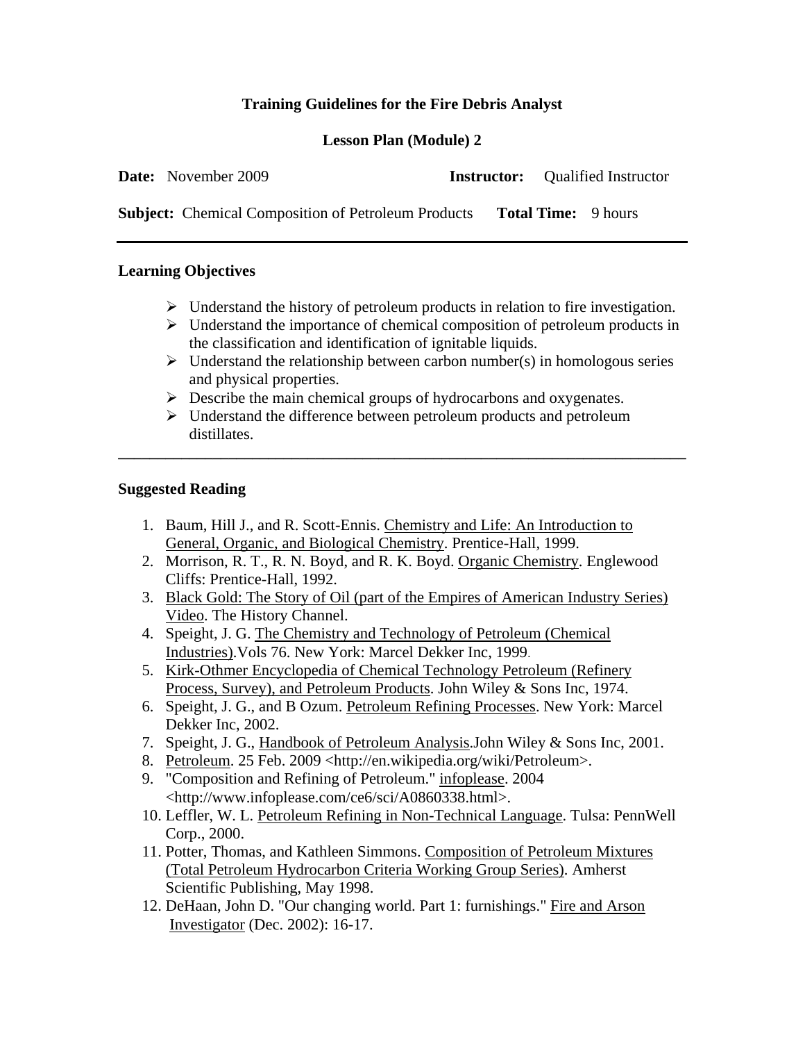# Training Guidelines for the Fire Debris Analyst

## Lesson Plan (Module) 2

**Date:** November 2009 **Instructor:** Qualified Instructor

**Subject:** Chemical Composition of Petroleum Products **Total Time:** 9 hours

---

### Learning Objectives

- Understand the history of petroleum products in relation to fire investigation.
- Understand the importance of chemical composition of petroleum products in the classification and identification of ignitable liquids.
- Understand the relationship between carbon number(s) in homologous series and physical properties.
- Describe the main chemical groups of hydrocarbons and oxygenates.
- Understand the difference between petroleum products and petroleum distillates.

---

### Suggested Reading

1. Baum, Hill J., and R. Scott-Ennis. Chemistry and Life: An Introduction to General, Organic, and Biological Chemistry. Prentice-Hall, 1999.
2. Morrison, R. T., R. N. Boyd, and R. K. Boyd. Organic Chemistry. Englewood Cliffs: Prentice-Hall, 1992.
3. Black Gold: The Story of Oil (part of the Empires of American Industry Series) Video. The History Channel.
4. Speight, J. G. The Chemistry and Technology of Petroleum (Chemical Industries).Vols 76. New York: Marcel Dekker Inc, 1999.
5. Kirk-Othmer Encyclopedia of Chemical Technology Petroleum (Refinery Process, Survey), and Petroleum Products. John Wiley & Sons Inc, 1974.
6. Speight, J. G., and B Ozum. Petroleum Refining Processes. New York: Marcel Dekker Inc, 2002.
7. Speight, J. G., Handbook of Petroleum Analysis.John Wiley & Sons Inc, 2001.
8. Petroleum. 25 Feb. 2009 <http://en.wikipedia.org/wiki/Petroleum>.
9. "Composition and Refining of Petroleum." infoplease. 2004 <http://www.infoplease.com/ce6/sci/A0860338.html>.
10. Leffler, W. L. Petroleum Refining in Non-Technical Language. Tulsa: PennWell Corp., 2000.
11. Potter, Thomas, and Kathleen Simmons. Composition of Petroleum Mixtures (Total Petroleum Hydrocarbon Criteria Working Group Series). Amherst Scientific Publishing, May 1998.
12. DeHaan, John D. "Our changing world. Part 1: furnishings." Fire and Arson Investigator (Dec. 2002): 16-17.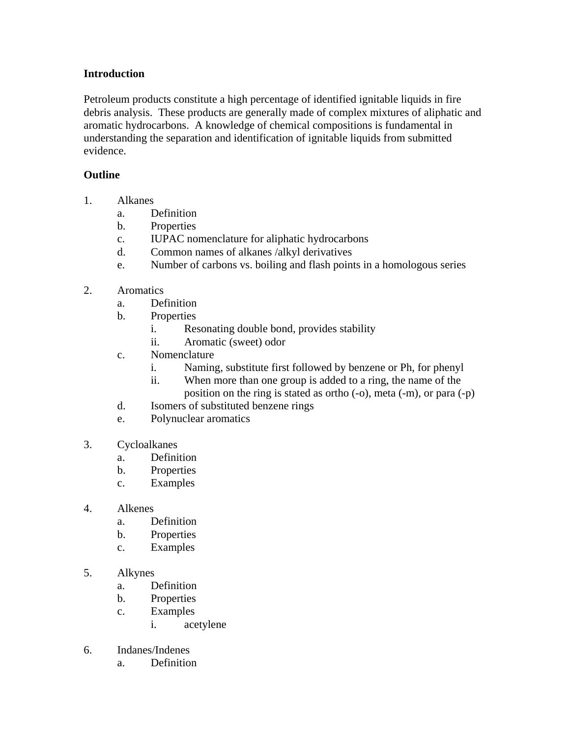**Introduction**

Petroleum products constitute a high percentage of identified ignitable liquids in fire debris analysis. These products are generally made of complex mixtures of aliphatic and aromatic hydrocarbons. A knowledge of chemical compositions is fundamental in understanding the separation and identification of ignitable liquids from submitted evidence.

**Outline**

1. Alkanes
   a. Definition
   b. Properties
   c. IUPAC nomenclature for aliphatic hydrocarbons
   d. Common names of alkanes /alkyl derivatives
   e. Number of carbons vs. boiling and flash points in a homologous series

2. Aromatics
   a. Definition
   b. Properties
      i. Resonating double bond, provides stability
      ii. Aromatic (sweet) odor
   c. Nomenclature
      i. Naming, substitute first followed by benzene or Ph, for phenyl
      ii. When more than one group is added to a ring, the name of the position on the ring is stated as ortho (-o), meta (-m), or para (-p)
   d. Isomers of substituted benzene rings
   e. Polynuclear aromatics

3. Cycloalkanes
   a. Definition
   b. Properties
   c. Examples

4. Alkenes
   a. Definition
   b. Properties
   c. Examples

5. Alkynes
   a. Definition
   b. Properties
   c. Examples
      i. acetylene

6. Indanes/Indenes
   a. Definition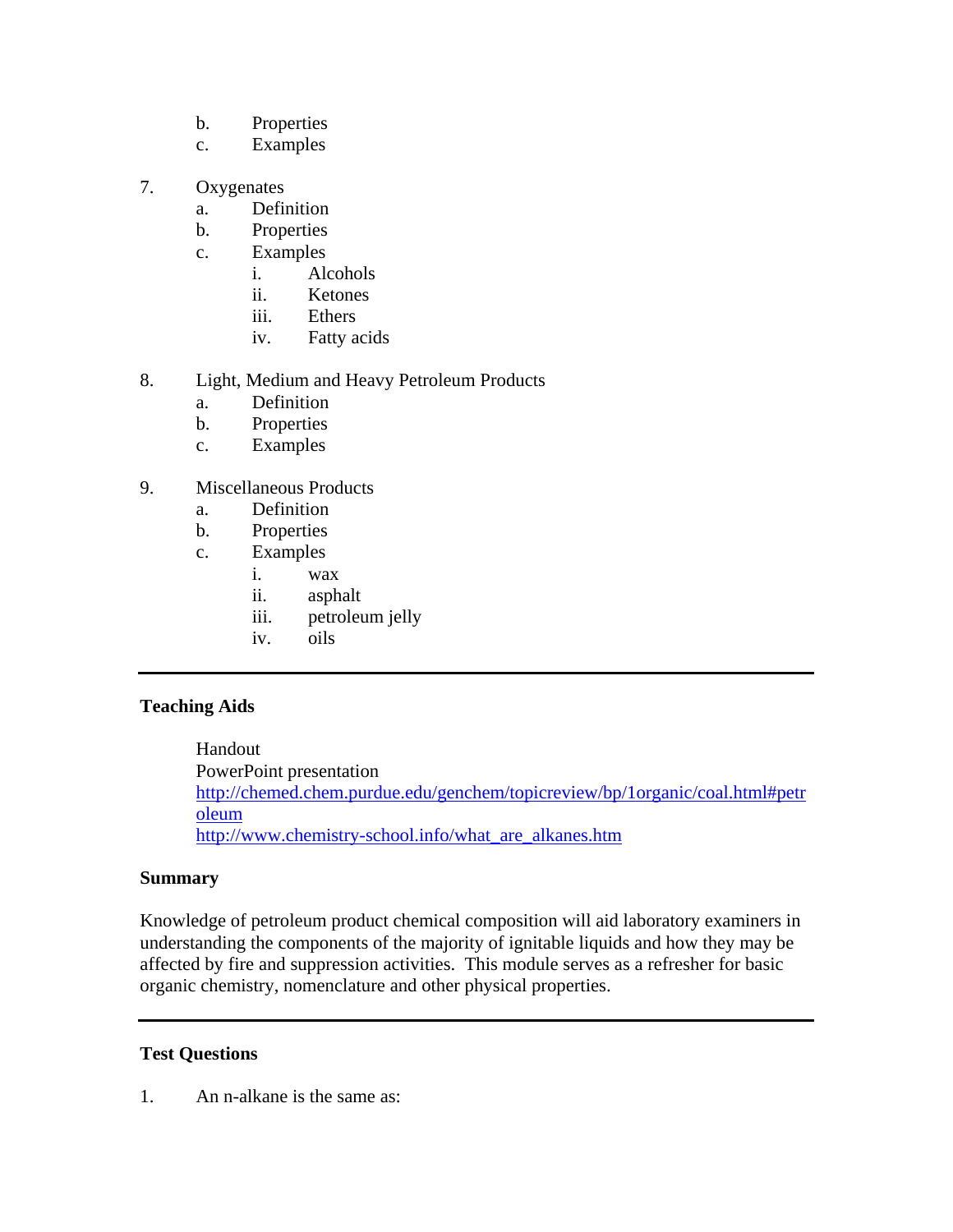b. Properties
   c. Examples

7. Oxygenates
   a. Definition
   b. Properties
   c. Examples
      i. Alcohols
      ii. Ketones
      iii. Ethers
      iv. Fatty acids

8. Light, Medium and Heavy Petroleum Products
   a. Definition
   b. Properties
   c. Examples

9. Miscellaneous Products
   a. Definition
   b. Properties
   c. Examples
      i. wax
      ii. asphalt
      iii. petroleum jelly
      iv. oils

---

**Teaching Aids**

Handout
PowerPoint presentation
http://chemed.chem.purdue.edu/genchem/topicreview/bp/1organic/coal.html#petroleum
http://www.chemistry-school.info/what_are_alkanes.htm

**Summary**

Knowledge of petroleum product chemical composition will aid laboratory examiners in understanding the components of the majority of ignitable liquids and how they may be affected by fire and suppression activities. This module serves as a refresher for basic organic chemistry, nomenclature and other physical properties.

---

**Test Questions**

1. An n-alkane is the same as: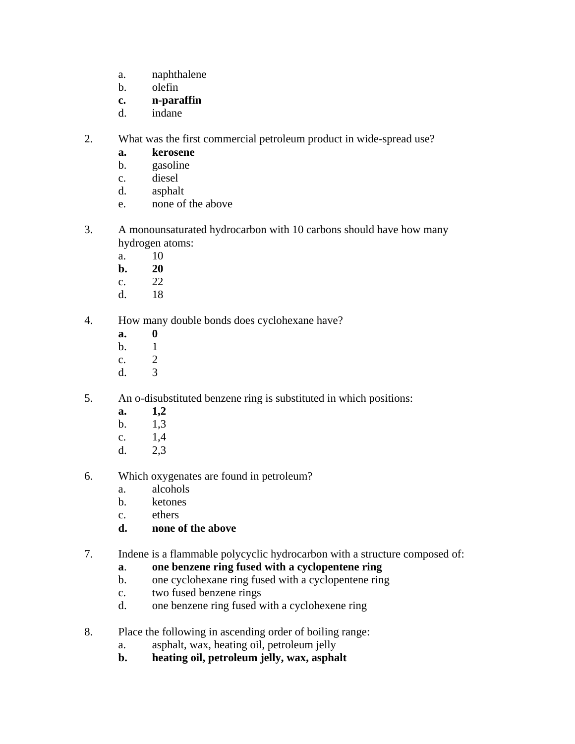a. naphthalene
b. olefin
**c. n-paraffin**
d. indane

2. What was the first commercial petroleum product in wide-spread use?
   **a. kerosene**
   b. gasoline
   c. diesel
   d. asphalt
   e. none of the above

3. A monounsaturated hydrocarbon with 10 carbons should have how many hydrogen atoms:
   a. 10
   **b. 20**
   c. 22
   d. 18

4. How many double bonds does cyclohexane have?
   **a. 0**
   b. 1
   c. 2
   d. 3

5. An o-disubstituted benzene ring is substituted in which positions:
   **a. 1,2**
   b. 1,3
   c. 1,4
   d. 2,3

6. Which oxygenates are found in petroleum?
   a. alcohols
   b. ketones
   c. ethers
   **d. none of the above**

7. Indene is a flammable polycyclic hydrocarbon with a structure composed of:
   **a. one benzene ring fused with a cyclopentene ring**
   b. one cyclohexane ring fused with a cyclopentene ring
   c. two fused benzene rings
   d. one benzene ring fused with a cyclohexene ring

8. Place the following in ascending order of boiling range:
   a. asphalt, wax, heating oil, petroleum jelly
   **b. heating oil, petroleum jelly, wax, asphalt**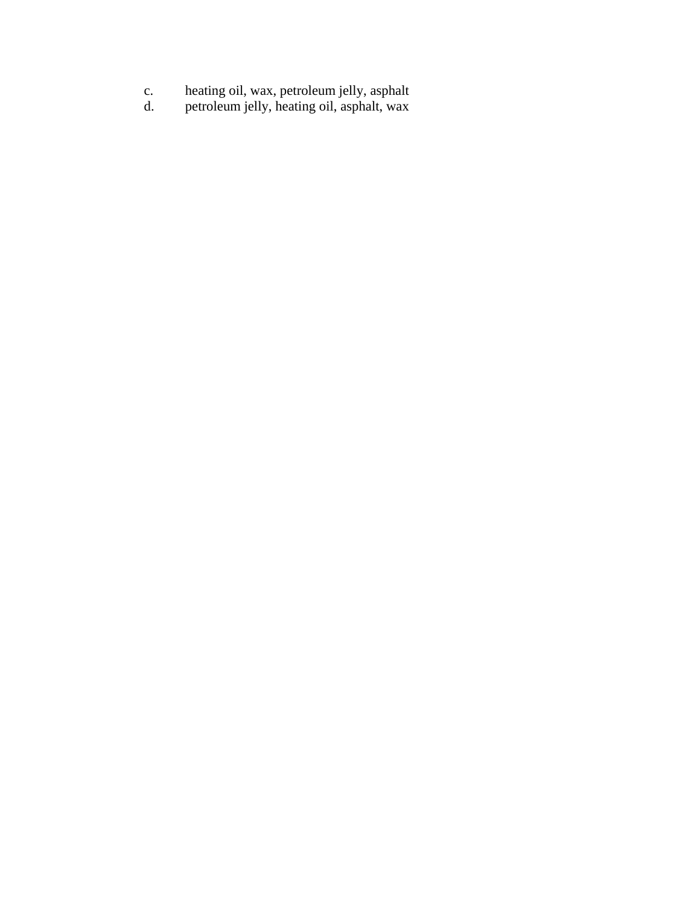c. heating oil, wax, petroleum jelly, asphalt
d. petroleum jelly, heating oil, asphalt, wax